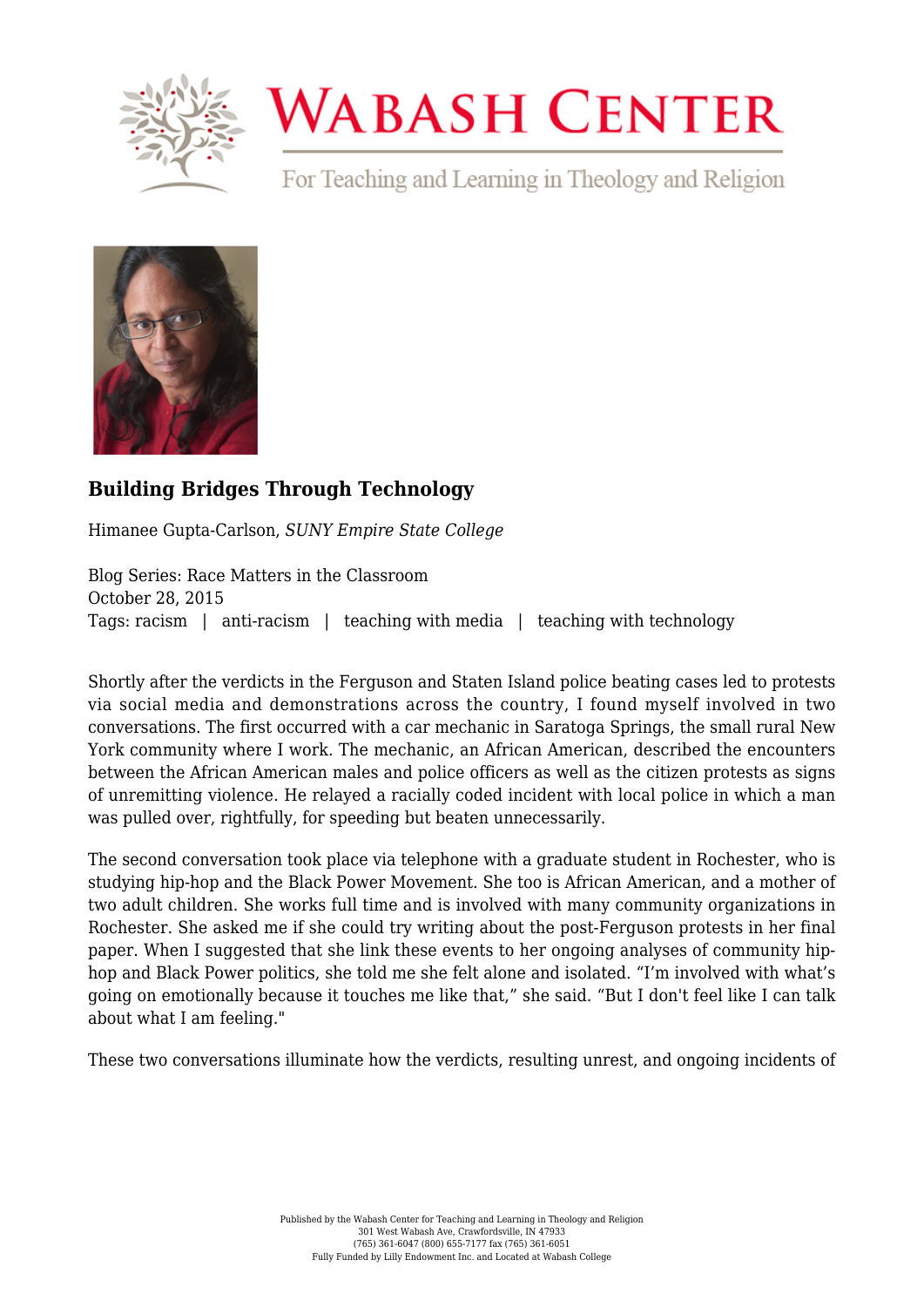# Wabash Center

For Teaching and Learning in Theology and Religion

## Building Bridges Through Technology

Himanee Gupta-Carlson, *SUNY Empire State College*

Blog Series: Race Matters in the Classroom
October 28, 2015
Tags: racism | anti-racism | teaching with media | teaching with technology

Shortly after the verdicts in the Ferguson and Staten Island police beating cases led to protests via social media and demonstrations across the country, I found myself involved in two conversations. The first occurred with a car mechanic in Saratoga Springs, the small rural New York community where I work. The mechanic, an African American, described the encounters between the African American males and police officers as well as the citizen protests as signs of unremitting violence. He relayed a racially coded incident with local police in which a man was pulled over, rightfully, for speeding but beaten unnecessarily.

The second conversation took place via telephone with a graduate student in Rochester, who is studying hip-hop and the Black Power Movement. She too is African American, and a mother of two adult children. She works full time and is involved with many community organizations in Rochester. She asked me if she could try writing about the post-Ferguson protests in her final paper. When I suggested that she link these events to her ongoing analyses of community hip-hop and Black Power politics, she told me she felt alone and isolated. "I'm involved with what's going on emotionally because it touches me like that," she said. "But I don't feel like I can talk about what I am feeling."

These two conversations illuminate how the verdicts, resulting unrest, and ongoing incidents of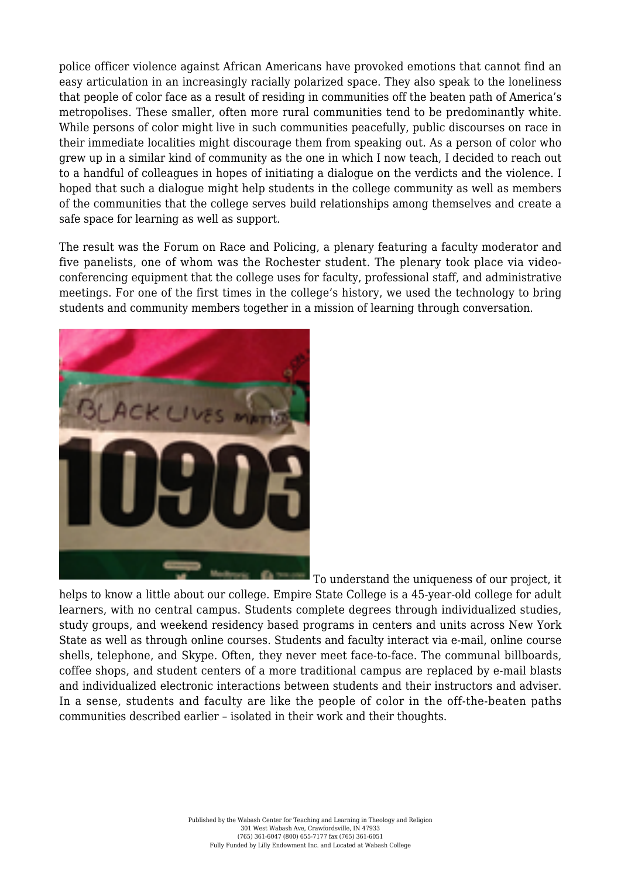police officer violence against African Americans have provoked emotions that cannot find an easy articulation in an increasingly racially polarized space. They also speak to the loneliness that people of color face as a result of residing in communities off the beaten path of America's metropolises. These smaller, often more rural communities tend to be predominantly white. While persons of color might live in such communities peacefully, public discourses on race in their immediate localities might discourage them from speaking out. As a person of color who grew up in a similar kind of community as the one in which I now teach, I decided to reach out to a handful of colleagues in hopes of initiating a dialogue on the verdicts and the violence. I hoped that such a dialogue might help students in the college community as well as members of the communities that the college serves build relationships among themselves and create a safe space for learning as well as support.

The result was the Forum on Race and Policing, a plenary featuring a faculty moderator and five panelists, one of whom was the Rochester student. The plenary took place via video-conferencing equipment that the college uses for faculty, professional staff, and administrative meetings. For one of the first times in the college's history, we used the technology to bring students and community members together in a mission of learning through conversation.

To understand the uniqueness of our project, it helps to know a little about our college. Empire State College is a 45-year-old college for adult learners, with no central campus. Students complete degrees through individualized studies, study groups, and weekend residency based programs in centers and units across New York State as well as through online courses. Students and faculty interact via e-mail, online course shells, telephone, and Skype. Often, they never meet face-to-face. The communal billboards, coffee shops, and student centers of a more traditional campus are replaced by e-mail blasts and individualized electronic interactions between students and their instructors and adviser. In a sense, students and faculty are like the people of color in the off-the-beaten paths communities described earlier – isolated in their work and their thoughts.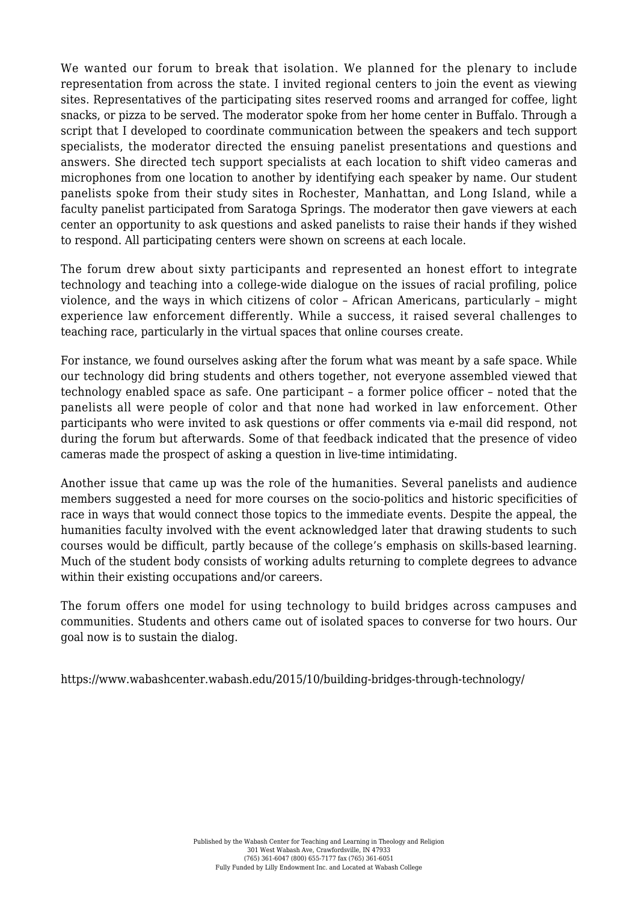We wanted our forum to break that isolation. We planned for the plenary to include representation from across the state. I invited regional centers to join the event as viewing sites. Representatives of the participating sites reserved rooms and arranged for coffee, light snacks, or pizza to be served. The moderator spoke from her home center in Buffalo. Through a script that I developed to coordinate communication between the speakers and tech support specialists, the moderator directed the ensuing panelist presentations and questions and answers. She directed tech support specialists at each location to shift video cameras and microphones from one location to another by identifying each speaker by name. Our student panelists spoke from their study sites in Rochester, Manhattan, and Long Island, while a faculty panelist participated from Saratoga Springs. The moderator then gave viewers at each center an opportunity to ask questions and asked panelists to raise their hands if they wished to respond. All participating centers were shown on screens at each locale.

The forum drew about sixty participants and represented an honest effort to integrate technology and teaching into a college-wide dialogue on the issues of racial profiling, police violence, and the ways in which citizens of color – African Americans, particularly – might experience law enforcement differently. While a success, it raised several challenges to teaching race, particularly in the virtual spaces that online courses create.

For instance, we found ourselves asking after the forum what was meant by a safe space. While our technology did bring students and others together, not everyone assembled viewed that technology enabled space as safe. One participant – a former police officer – noted that the panelists all were people of color and that none had worked in law enforcement. Other participants who were invited to ask questions or offer comments via e-mail did respond, not during the forum but afterwards. Some of that feedback indicated that the presence of video cameras made the prospect of asking a question in live-time intimidating.

Another issue that came up was the role of the humanities. Several panelists and audience members suggested a need for more courses on the socio-politics and historic specificities of race in ways that would connect those topics to the immediate events. Despite the appeal, the humanities faculty involved with the event acknowledged later that drawing students to such courses would be difficult, partly because of the college's emphasis on skills-based learning. Much of the student body consists of working adults returning to complete degrees to advance within their existing occupations and/or careers.

The forum offers one model for using technology to build bridges across campuses and communities. Students and others came out of isolated spaces to converse for two hours. Our goal now is to sustain the dialog.

https://www.wabashcenter.wabash.edu/2015/10/building-bridges-through-technology/